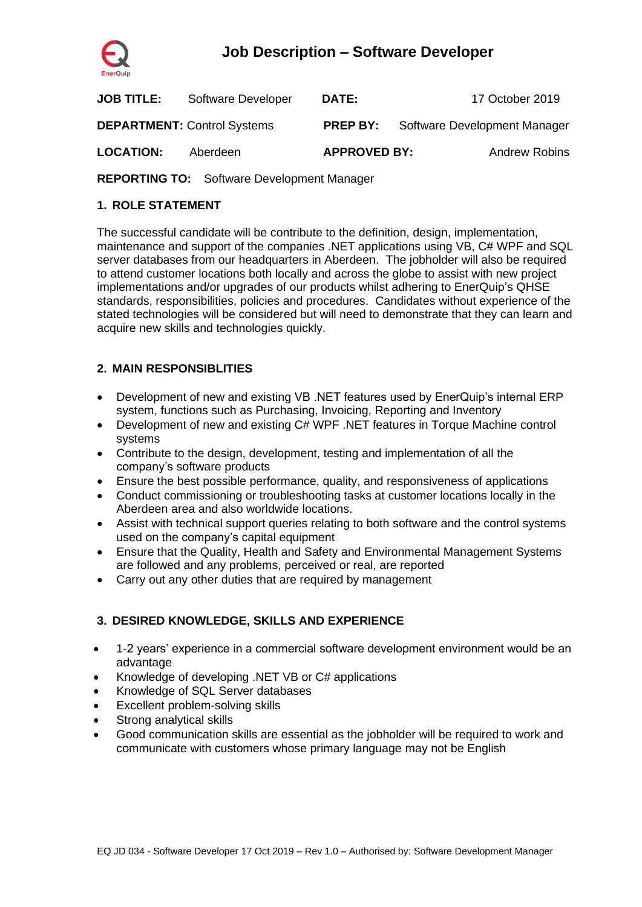# Job Description – Software Developer

| | | | |
|---|---|---|---|
| **JOB TITLE:** | Software Developer | **DATE:** | 17 October 2019 |
| **DEPARTMENT:** | Control Systems | **PREP BY:** | Software Development Manager |
| **LOCATION:** | Aberdeen | **APPROVED BY:** | Andrew Robins |
| **REPORTING TO:** | Software Development Manager | | |

## 1. ROLE STATEMENT

The successful candidate will be contribute to the definition, design, implementation, maintenance and support of the companies .NET applications using VB, C# WPF and SQL server databases from our headquarters in Aberdeen. The jobholder will also be required to attend customer locations both locally and across the globe to assist with new project implementations and/or upgrades of our products whilst adhering to EnerQuip's QHSE standards, responsibilities, policies and procedures. Candidates without experience of the stated technologies will be considered but will need to demonstrate that they can learn and acquire new skills and technologies quickly.

## 2. MAIN RESPONSIBLITIES

- Development of new and existing VB .NET features used by EnerQuip's internal ERP system, functions such as Purchasing, Invoicing, Reporting and Inventory
- Development of new and existing C# WPF .NET features in Torque Machine control systems
- Contribute to the design, development, testing and implementation of all the company's software products
- Ensure the best possible performance, quality, and responsiveness of applications
- Conduct commissioning or troubleshooting tasks at customer locations locally in the Aberdeen area and also worldwide locations.
- Assist with technical support queries relating to both software and the control systems used on the company's capital equipment
- Ensure that the Quality, Health and Safety and Environmental Management Systems are followed and any problems, perceived or real, are reported
- Carry out any other duties that are required by management

## 3. DESIRED KNOWLEDGE, SKILLS AND EXPERIENCE

- 1-2 years' experience in a commercial software development environment would be an advantage
- Knowledge of developing .NET VB or C# applications
- Knowledge of SQL Server databases
- Excellent problem-solving skills
- Strong analytical skills
- Good communication skills are essential as the jobholder will be required to work and communicate with customers whose primary language may not be English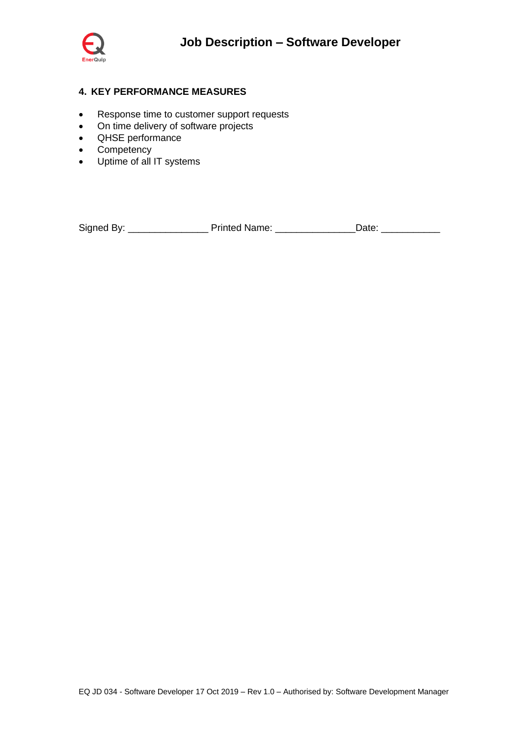### 4. KEY PERFORMANCE MEASURES

- Response time to customer support requests
- On time delivery of software projects
- QHSE performance
- Competency
- Uptime of all IT systems

Signed By: _______________ Printed Name: _______________Date: ___________